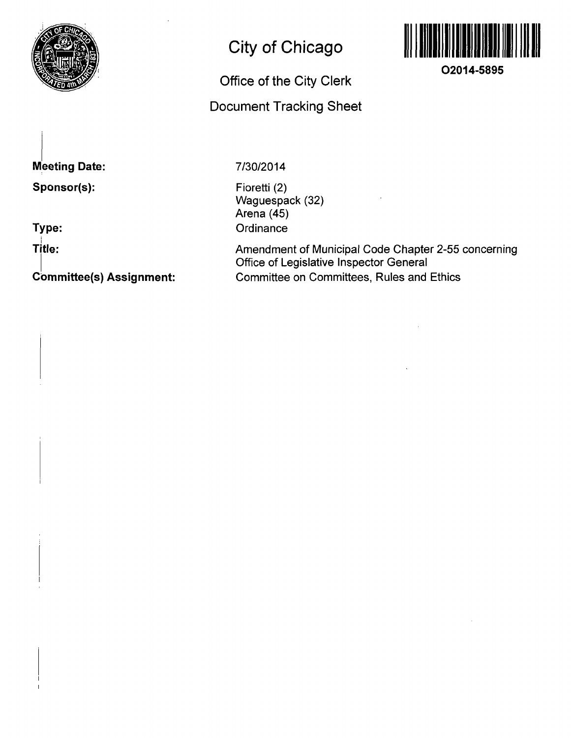# City of Chicago

## Office of the City Clerk

## Document Tracking Sheet

**O2014-5895**

| | |
|---|---|
| **Meeting Date:** | 7/30/2014 |
| **Sponsor(s):** | Fioretti (2)<br>Waguespack (32)<br>Arena (45) |
| **Type:** | Ordinance |
| **Title:** | Amendment of Municipal Code Chapter 2-55 concerning Office of Legislative Inspector General |
| **Committee(s) Assignment:** | Committee on Committees, Rules and Ethics |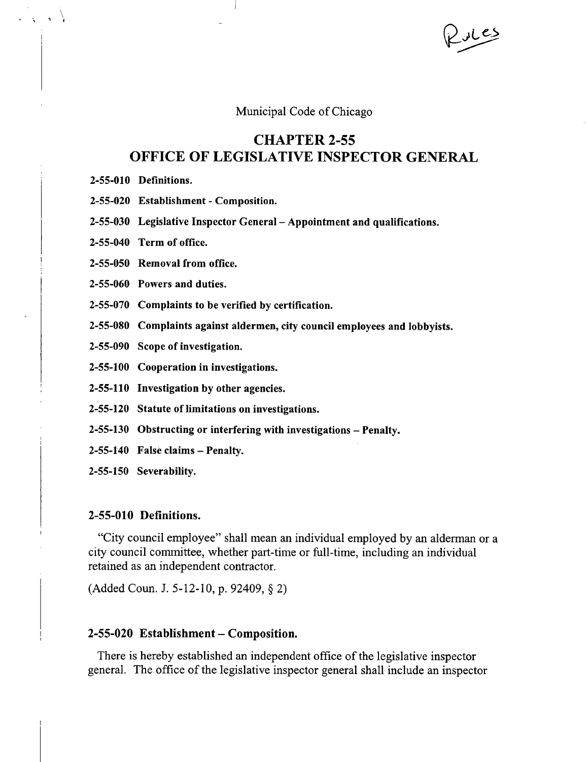Rules

Municipal Code of Chicago

# CHAPTER 2-55
# OFFICE OF LEGISLATIVE INSPECTOR GENERAL

**2-55-010 Definitions.**

**2-55-020 Establishment - Composition.**

**2-55-030 Legislative Inspector General – Appointment and qualifications.**

**2-55-040 Term of office.**

**2-55-050 Removal from office.**

**2-55-060 Powers and duties.**

**2-55-070 Complaints to be verified by certification.**

**2-55-080 Complaints against aldermen, city council employees and lobbyists.**

**2-55-090 Scope of investigation.**

**2-55-100 Cooperation in investigations.**

**2-55-110 Investigation by other agencies.**

**2-55-120 Statute of limitations on investigations.**

**2-55-130 Obstructing or interfering with investigations – Penalty.**

**2-55-140 False claims – Penalty.**

**2-55-150 Severability.**

## 2-55-010 Definitions.

"City council employee" shall mean an individual employed by an alderman or a city council committee, whether part-time or full-time, including an individual retained as an independent contractor.

(Added Coun. J. 5-12-10, p. 92409, § 2)

## 2-55-020 Establishment – Composition.

There is hereby established an independent office of the legislative inspector general. The office of the legislative inspector general shall include an inspector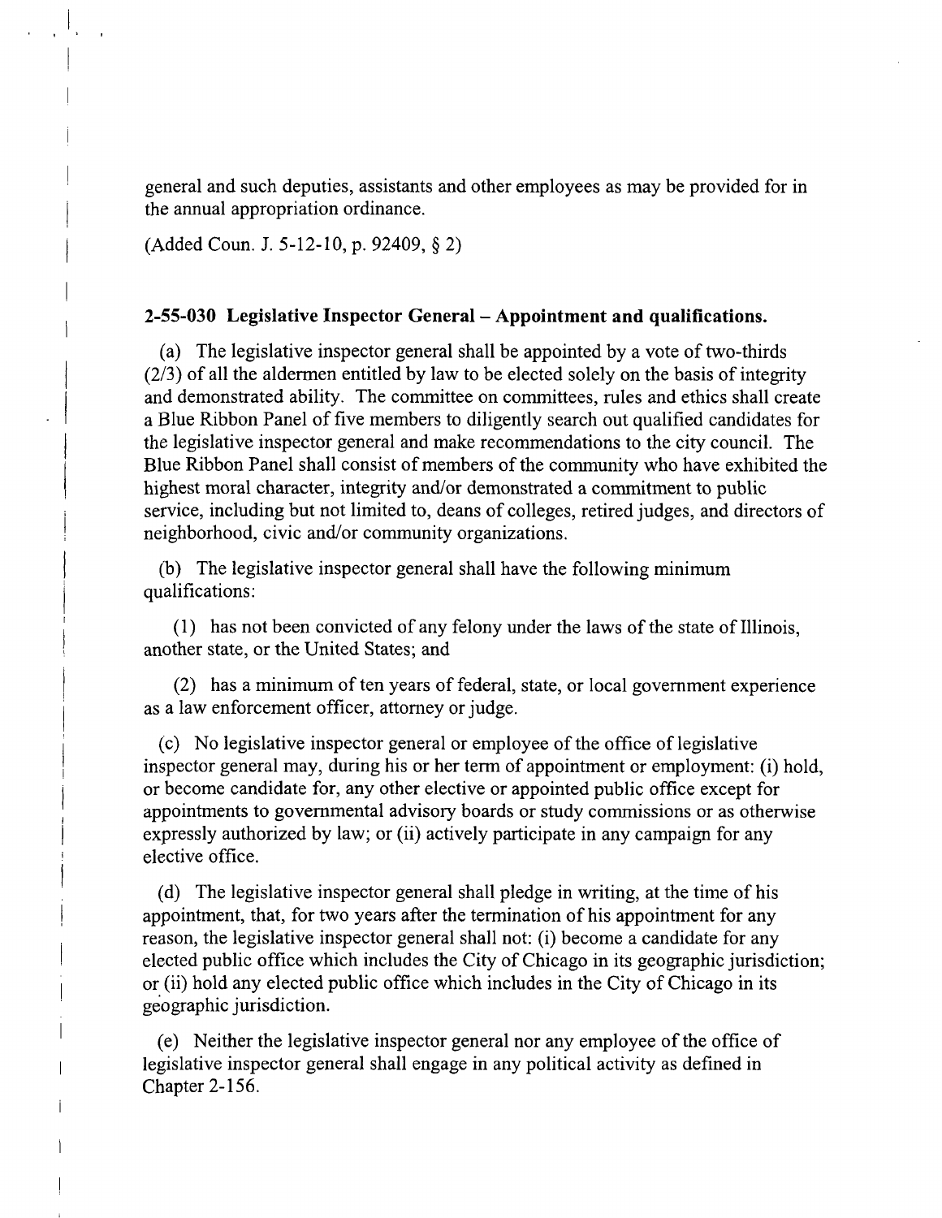general and such deputies, assistants and other employees as may be provided for in the annual appropriation ordinance.

(Added Coun. J. 5-12-10, p. 92409, § 2)

**2-55-030 Legislative Inspector General – Appointment and qualifications.**

(a) The legislative inspector general shall be appointed by a vote of two-thirds (2/3) of all the aldermen entitled by law to be elected solely on the basis of integrity and demonstrated ability. The committee on committees, rules and ethics shall create a Blue Ribbon Panel of five members to diligently search out qualified candidates for the legislative inspector general and make recommendations to the city council. The Blue Ribbon Panel shall consist of members of the community who have exhibited the highest moral character, integrity and/or demonstrated a commitment to public service, including but not limited to, deans of colleges, retired judges, and directors of neighborhood, civic and/or community organizations.

(b) The legislative inspector general shall have the following minimum qualifications:

(1) has not been convicted of any felony under the laws of the state of Illinois, another state, or the United States; and

(2) has a minimum of ten years of federal, state, or local government experience as a law enforcement officer, attorney or judge.

(c) No legislative inspector general or employee of the office of legislative inspector general may, during his or her term of appointment or employment: (i) hold, or become candidate for, any other elective or appointed public office except for appointments to governmental advisory boards or study commissions or as otherwise expressly authorized by law; or (ii) actively participate in any campaign for any elective office.

(d) The legislative inspector general shall pledge in writing, at the time of his appointment, that, for two years after the termination of his appointment for any reason, the legislative inspector general shall not: (i) become a candidate for any elected public office which includes the City of Chicago in its geographic jurisdiction; or (ii) hold any elected public office which includes in the City of Chicago in its geographic jurisdiction.

(e) Neither the legislative inspector general nor any employee of the office of legislative inspector general shall engage in any political activity as defined in Chapter 2-156.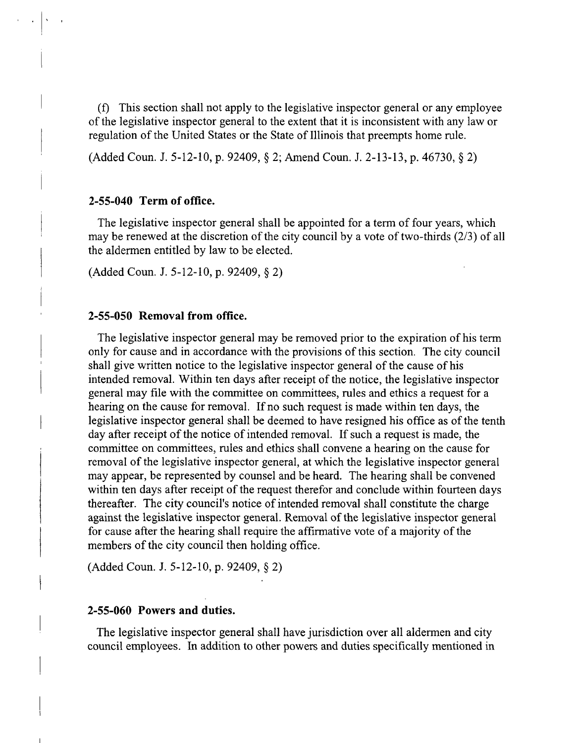(f) This section shall not apply to the legislative inspector general or any employee of the legislative inspector general to the extent that it is inconsistent with any law or regulation of the United States or the State of Illinois that preempts home rule.

(Added Coun. J. 5-12-10, p. 92409, § 2; Amend Coun. J. 2-13-13, p. 46730, § 2)

### 2-55-040 Term of office.

The legislative inspector general shall be appointed for a term of four years, which may be renewed at the discretion of the city council by a vote of two-thirds (2/3) of all the aldermen entitled by law to be elected.

(Added Coun. J. 5-12-10, p. 92409, § 2)

### 2-55-050 Removal from office.

The legislative inspector general may be removed prior to the expiration of his term only for cause and in accordance with the provisions of this section. The city council shall give written notice to the legislative inspector general of the cause of his intended removal. Within ten days after receipt of the notice, the legislative inspector general may file with the committee on committees, rules and ethics a request for a hearing on the cause for removal. If no such request is made within ten days, the legislative inspector general shall be deemed to have resigned his office as of the tenth day after receipt of the notice of intended removal. If such a request is made, the committee on committees, rules and ethics shall convene a hearing on the cause for removal of the legislative inspector general, at which the legislative inspector general may appear, be represented by counsel and be heard. The hearing shall be convened within ten days after receipt of the request therefor and conclude within fourteen days thereafter. The city council's notice of intended removal shall constitute the charge against the legislative inspector general. Removal of the legislative inspector general for cause after the hearing shall require the affirmative vote of a majority of the members of the city council then holding office.

(Added Coun. J. 5-12-10, p. 92409, § 2)

### 2-55-060 Powers and duties.

The legislative inspector general shall have jurisdiction over all aldermen and city council employees. In addition to other powers and duties specifically mentioned in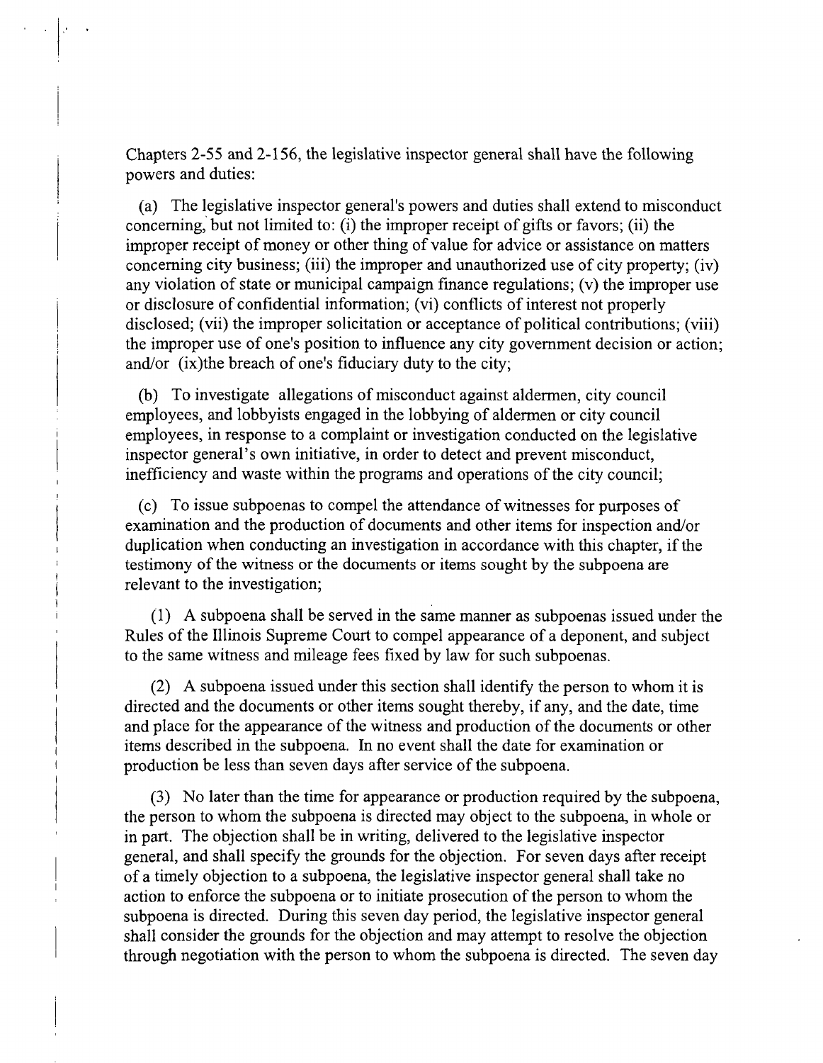Chapters 2-55 and 2-156, the legislative inspector general shall have the following powers and duties:

(a) The legislative inspector general's powers and duties shall extend to misconduct concerning, but not limited to: (i) the improper receipt of gifts or favors; (ii) the improper receipt of money or other thing of value for advice or assistance on matters concerning city business; (iii) the improper and unauthorized use of city property; (iv) any violation of state or municipal campaign finance regulations; (v) the improper use or disclosure of confidential information; (vi) conflicts of interest not properly disclosed; (vii) the improper solicitation or acceptance of political contributions; (viii) the improper use of one's position to influence any city government decision or action; and/or (ix)the breach of one's fiduciary duty to the city;

(b) To investigate allegations of misconduct against aldermen, city council employees, and lobbyists engaged in the lobbying of aldermen or city council employees, in response to a complaint or investigation conducted on the legislative inspector general's own initiative, in order to detect and prevent misconduct, inefficiency and waste within the programs and operations of the city council;

(c) To issue subpoenas to compel the attendance of witnesses for purposes of examination and the production of documents and other items for inspection and/or duplication when conducting an investigation in accordance with this chapter, if the testimony of the witness or the documents or items sought by the subpoena are relevant to the investigation;

(1) A subpoena shall be served in the same manner as subpoenas issued under the Rules of the Illinois Supreme Court to compel appearance of a deponent, and subject to the same witness and mileage fees fixed by law for such subpoenas.

(2) A subpoena issued under this section shall identify the person to whom it is directed and the documents or other items sought thereby, if any, and the date, time and place for the appearance of the witness and production of the documents or other items described in the subpoena. In no event shall the date for examination or production be less than seven days after service of the subpoena.

(3) No later than the time for appearance or production required by the subpoena, the person to whom the subpoena is directed may object to the subpoena, in whole or in part. The objection shall be in writing, delivered to the legislative inspector general, and shall specify the grounds for the objection. For seven days after receipt of a timely objection to a subpoena, the legislative inspector general shall take no action to enforce the subpoena or to initiate prosecution of the person to whom the subpoena is directed. During this seven day period, the legislative inspector general shall consider the grounds for the objection and may attempt to resolve the objection through negotiation with the person to whom the subpoena is directed. The seven day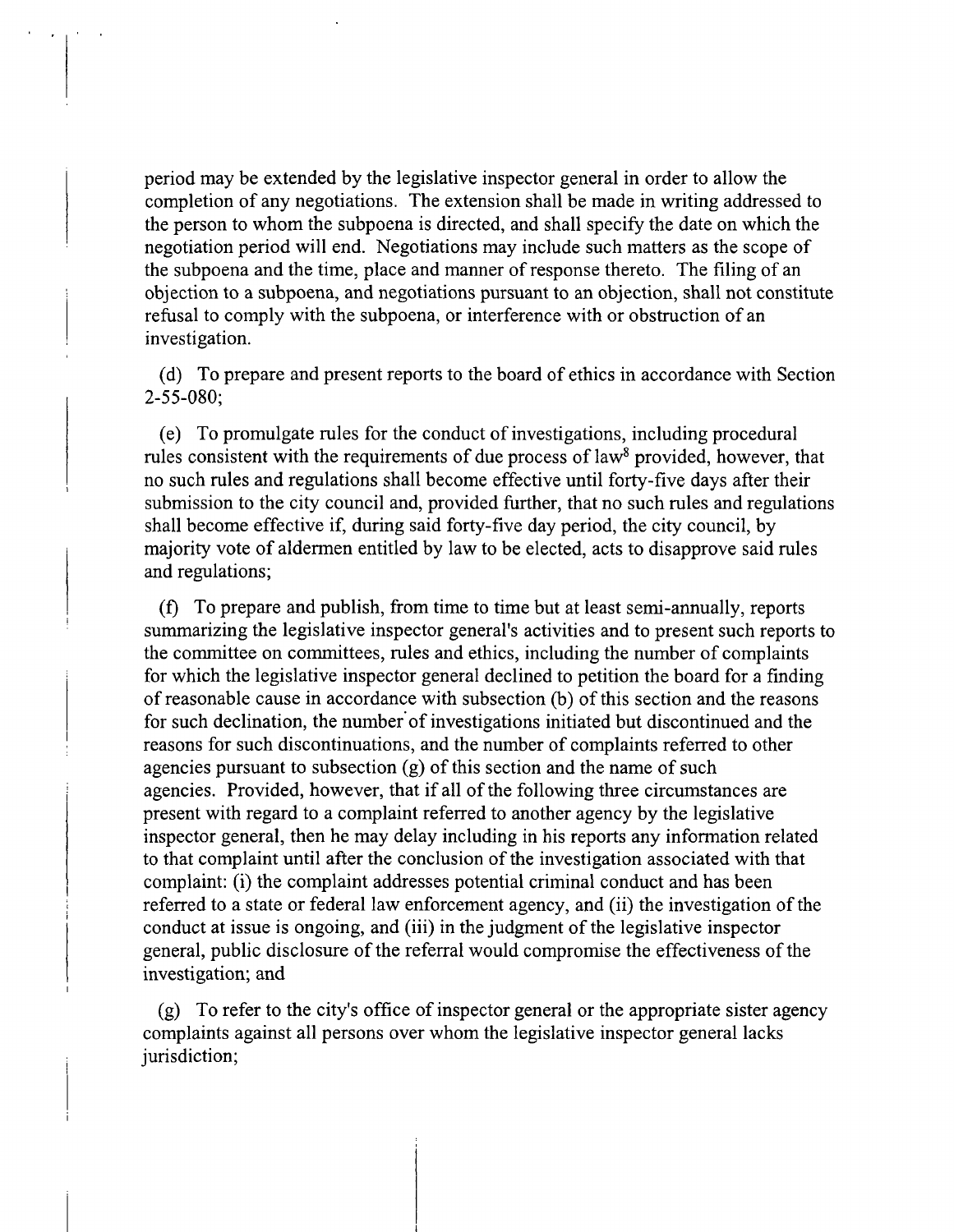period may be extended by the legislative inspector general in order to allow the completion of any negotiations. The extension shall be made in writing addressed to the person to whom the subpoena is directed, and shall specify the date on which the negotiation period will end. Negotiations may include such matters as the scope of the subpoena and the time, place and manner of response thereto. The filing of an objection to a subpoena, and negotiations pursuant to an objection, shall not constitute refusal to comply with the subpoena, or interference with or obstruction of an investigation.

(d) To prepare and present reports to the board of ethics in accordance with Section 2-55-080;

(e) To promulgate rules for the conduct of investigations, including procedural rules consistent with the requirements of due process of law[8] provided, however, that no such rules and regulations shall become effective until forty-five days after their submission to the city council and, provided further, that no such rules and regulations shall become effective if, during said forty-five day period, the city council, by majority vote of aldermen entitled by law to be elected, acts to disapprove said rules and regulations;

(f) To prepare and publish, from time to time but at least semi-annually, reports summarizing the legislative inspector general's activities and to present such reports to the committee on committees, rules and ethics, including the number of complaints for which the legislative inspector general declined to petition the board for a finding of reasonable cause in accordance with subsection (b) of this section and the reasons for such declination, the number of investigations initiated but discontinued and the reasons for such discontinuations, and the number of complaints referred to other agencies pursuant to subsection (g) of this section and the name of such agencies. Provided, however, that if all of the following three circumstances are present with regard to a complaint referred to another agency by the legislative inspector general, then he may delay including in his reports any information related to that complaint until after the conclusion of the investigation associated with that complaint: (i) the complaint addresses potential criminal conduct and has been referred to a state or federal law enforcement agency, and (ii) the investigation of the conduct at issue is ongoing, and (iii) in the judgment of the legislative inspector general, public disclosure of the referral would compromise the effectiveness of the investigation; and

(g) To refer to the city's office of inspector general or the appropriate sister agency complaints against all persons over whom the legislative inspector general lacks jurisdiction;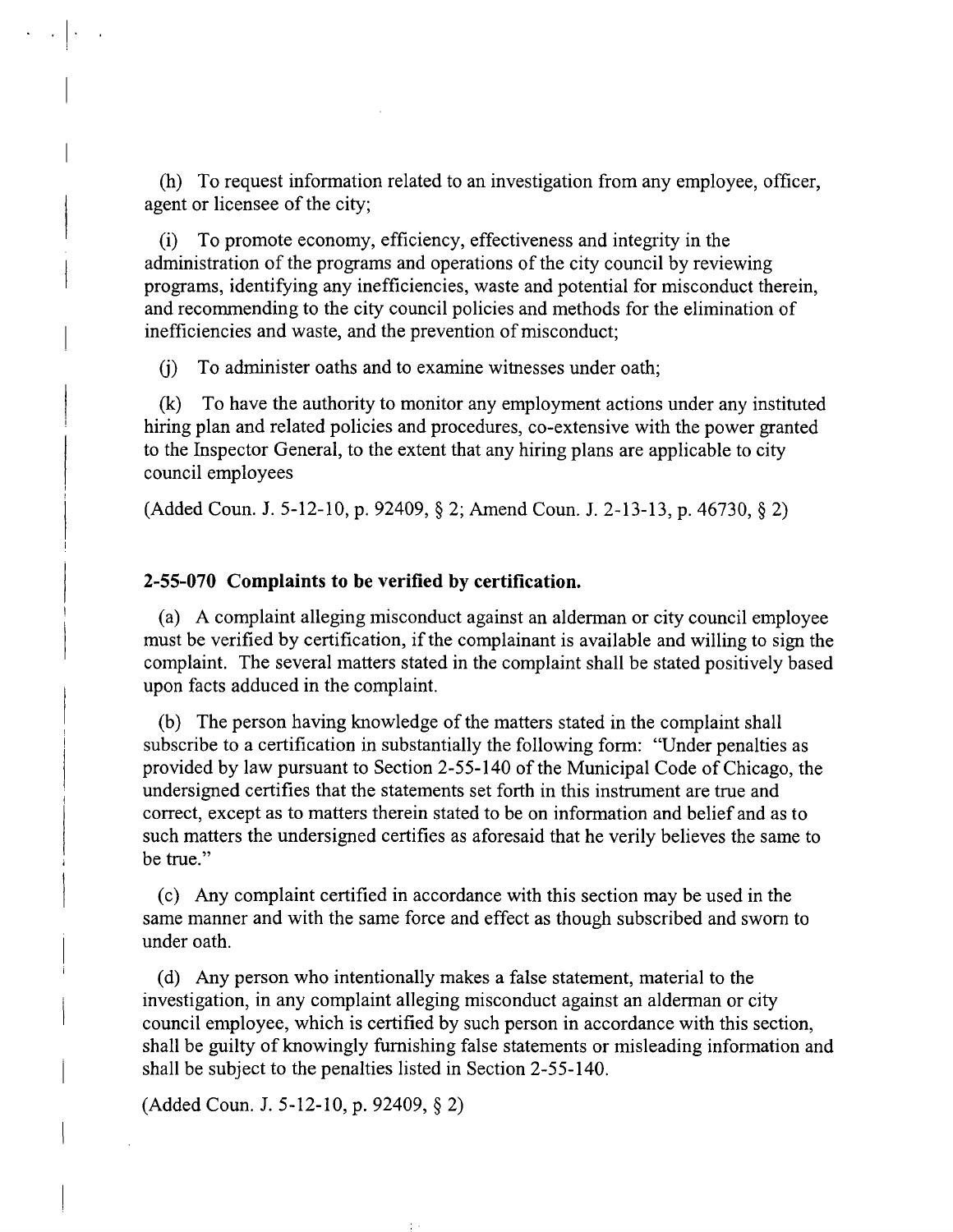(h) To request information related to an investigation from any employee, officer, agent or licensee of the city;

(i) To promote economy, efficiency, effectiveness and integrity in the administration of the programs and operations of the city council by reviewing programs, identifying any inefficiencies, waste and potential for misconduct therein, and recommending to the city council policies and methods for the elimination of inefficiencies and waste, and the prevention of misconduct;

(j) To administer oaths and to examine witnesses under oath;

(k) To have the authority to monitor any employment actions under any instituted hiring plan and related policies and procedures, co-extensive with the power granted to the Inspector General, to the extent that any hiring plans are applicable to city council employees

(Added Coun. J. 5-12-10, p. 92409, § 2; Amend Coun. J. 2-13-13, p. 46730, § 2)

**2-55-070 Complaints to be verified by certification.**

(a) A complaint alleging misconduct against an alderman or city council employee must be verified by certification, if the complainant is available and willing to sign the complaint. The several matters stated in the complaint shall be stated positively based upon facts adduced in the complaint.

(b) The person having knowledge of the matters stated in the complaint shall subscribe to a certification in substantially the following form: "Under penalties as provided by law pursuant to Section 2-55-140 of the Municipal Code of Chicago, the undersigned certifies that the statements set forth in this instrument are true and correct, except as to matters therein stated to be on information and belief and as to such matters the undersigned certifies as aforesaid that he verily believes the same to be true."

(c) Any complaint certified in accordance with this section may be used in the same manner and with the same force and effect as though subscribed and sworn to under oath.

(d) Any person who intentionally makes a false statement, material to the investigation, in any complaint alleging misconduct against an alderman or city council employee, which is certified by such person in accordance with this section, shall be guilty of knowingly furnishing false statements or misleading information and shall be subject to the penalties listed in Section 2-55-140.

(Added Coun. J. 5-12-10, p. 92409, § 2)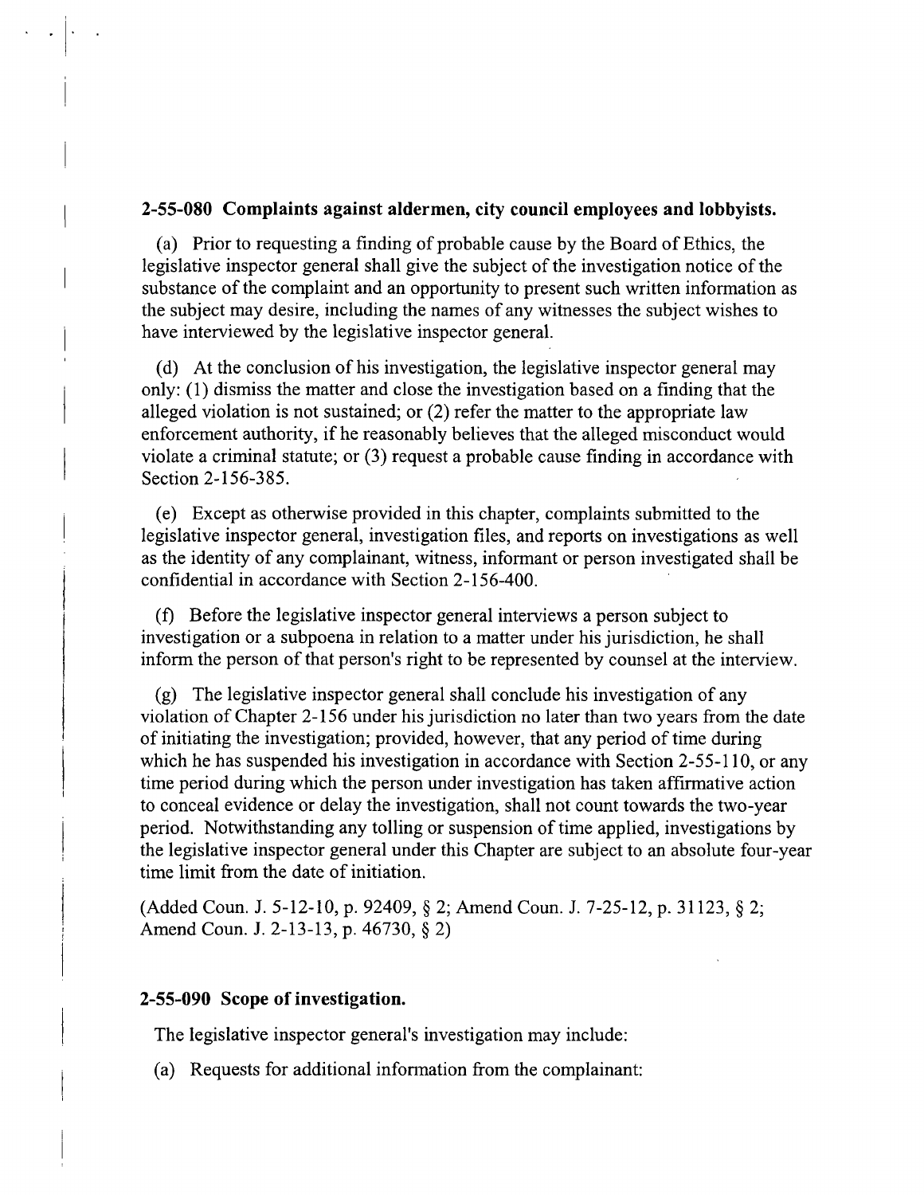### 2-55-080 Complaints against aldermen, city council employees and lobbyists.

(a) Prior to requesting a finding of probable cause by the Board of Ethics, the legislative inspector general shall give the subject of the investigation notice of the substance of the complaint and an opportunity to present such written information as the subject may desire, including the names of any witnesses the subject wishes to have interviewed by the legislative inspector general.

(d) At the conclusion of his investigation, the legislative inspector general may only: (1) dismiss the matter and close the investigation based on a finding that the alleged violation is not sustained; or (2) refer the matter to the appropriate law enforcement authority, if he reasonably believes that the alleged misconduct would violate a criminal statute; or (3) request a probable cause finding in accordance with Section 2-156-385.

(e) Except as otherwise provided in this chapter, complaints submitted to the legislative inspector general, investigation files, and reports on investigations as well as the identity of any complainant, witness, informant or person investigated shall be confidential in accordance with Section 2-156-400.

(f) Before the legislative inspector general interviews a person subject to investigation or a subpoena in relation to a matter under his jurisdiction, he shall inform the person of that person's right to be represented by counsel at the interview.

(g) The legislative inspector general shall conclude his investigation of any violation of Chapter 2-156 under his jurisdiction no later than two years from the date of initiating the investigation; provided, however, that any period of time during which he has suspended his investigation in accordance with Section 2-55-110, or any time period during which the person under investigation has taken affirmative action to conceal evidence or delay the investigation, shall not count towards the two-year period. Notwithstanding any tolling or suspension of time applied, investigations by the legislative inspector general under this Chapter are subject to an absolute four-year time limit from the date of initiation.

(Added Coun. J. 5-12-10, p. 92409, § 2; Amend Coun. J. 7-25-12, p. 31123, § 2; Amend Coun. J. 2-13-13, p. 46730, § 2)

### 2-55-090 Scope of investigation.

The legislative inspector general's investigation may include:

(a) Requests for additional information from the complainant: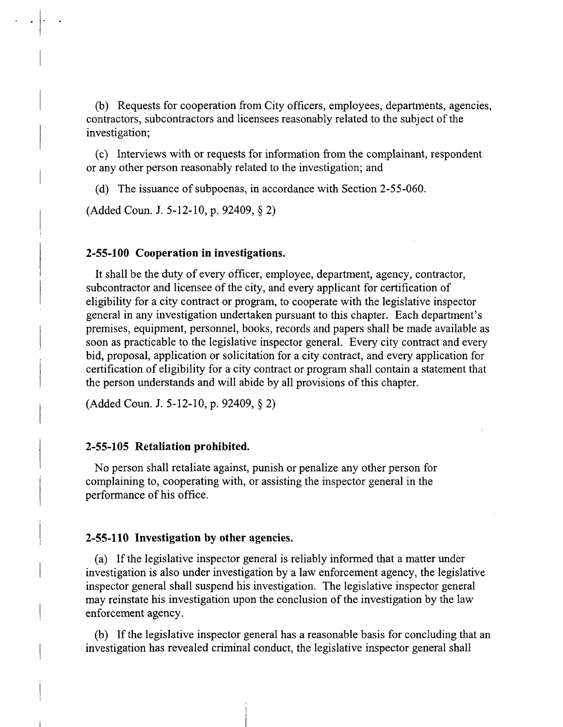(b) Requests for cooperation from City officers, employees, departments, agencies, contractors, subcontractors and licensees reasonably related to the subject of the investigation;

(c) Interviews with or requests for information from the complainant, respondent or any other person reasonably related to the investigation; and

(d) The issuance of subpoenas, in accordance with Section 2-55-060.

(Added Coun. J. 5-12-10, p. 92409, § 2)

**2-55-100 Cooperation in investigations.**

It shall be the duty of every officer, employee, department, agency, contractor, subcontractor and licensee of the city, and every applicant for certification of eligibility for a city contract or program, to cooperate with the legislative inspector general in any investigation undertaken pursuant to this chapter. Each department's premises, equipment, personnel, books, records and papers shall be made available as soon as practicable to the legislative inspector general. Every city contract and every bid, proposal, application or solicitation for a city contract, and every application for certification of eligibility for a city contract or program shall contain a statement that the person understands and will abide by all provisions of this chapter.

(Added Coun. J. 5-12-10, p. 92409, § 2)

**2-55-105 Retaliation prohibited.**

No person shall retaliate against, punish or penalize any other person for complaining to, cooperating with, or assisting the inspector general in the performance of his office.

**2-55-110 Investigation by other agencies.**

(a) If the legislative inspector general is reliably informed that a matter under investigation is also under investigation by a law enforcement agency, the legislative inspector general shall suspend his investigation. The legislative inspector general may reinstate his investigation upon the conclusion of the investigation by the law enforcement agency.

(b) If the legislative inspector general has a reasonable basis for concluding that an investigation has revealed criminal conduct, the legislative inspector general shall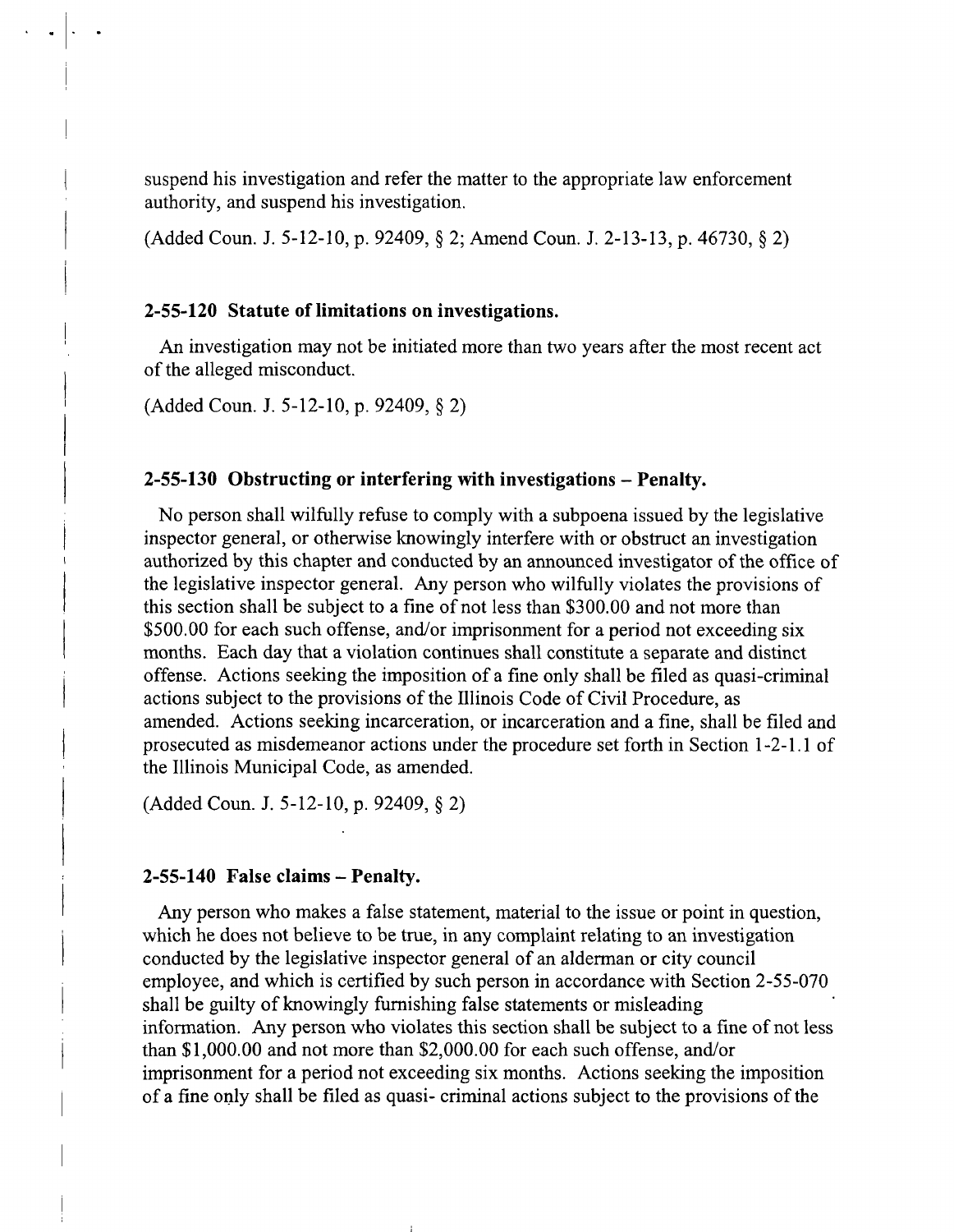suspend his investigation and refer the matter to the appropriate law enforcement authority, and suspend his investigation.

(Added Coun. J. 5-12-10, p. 92409, § 2; Amend Coun. J. 2-13-13, p. 46730, § 2)

### 2-55-120 Statute of limitations on investigations.

An investigation may not be initiated more than two years after the most recent act of the alleged misconduct.

(Added Coun. J. 5-12-10, p. 92409, § 2)

### 2-55-130 Obstructing or interfering with investigations – Penalty.

No person shall wilfully refuse to comply with a subpoena issued by the legislative inspector general, or otherwise knowingly interfere with or obstruct an investigation authorized by this chapter and conducted by an announced investigator of the office of the legislative inspector general. Any person who wilfully violates the provisions of this section shall be subject to a fine of not less than $300.00 and not more than $500.00 for each such offense, and/or imprisonment for a period not exceeding six months. Each day that a violation continues shall constitute a separate and distinct offense. Actions seeking the imposition of a fine only shall be filed as quasi-criminal actions subject to the provisions of the Illinois Code of Civil Procedure, as amended. Actions seeking incarceration, or incarceration and a fine, shall be filed and prosecuted as misdemeanor actions under the procedure set forth in Section 1-2-1.1 of the Illinois Municipal Code, as amended.

(Added Coun. J. 5-12-10, p. 92409, § 2)

### 2-55-140 False claims – Penalty.

Any person who makes a false statement, material to the issue or point in question, which he does not believe to be true, in any complaint relating to an investigation conducted by the legislative inspector general of an alderman or city council employee, and which is certified by such person in accordance with Section 2-55-070 shall be guilty of knowingly furnishing false statements or misleading information. Any person who violates this section shall be subject to a fine of not less than $1,000.00 and not more than $2,000.00 for each such offense, and/or imprisonment for a period not exceeding six months. Actions seeking the imposition of a fine only shall be filed as quasi- criminal actions subject to the provisions of the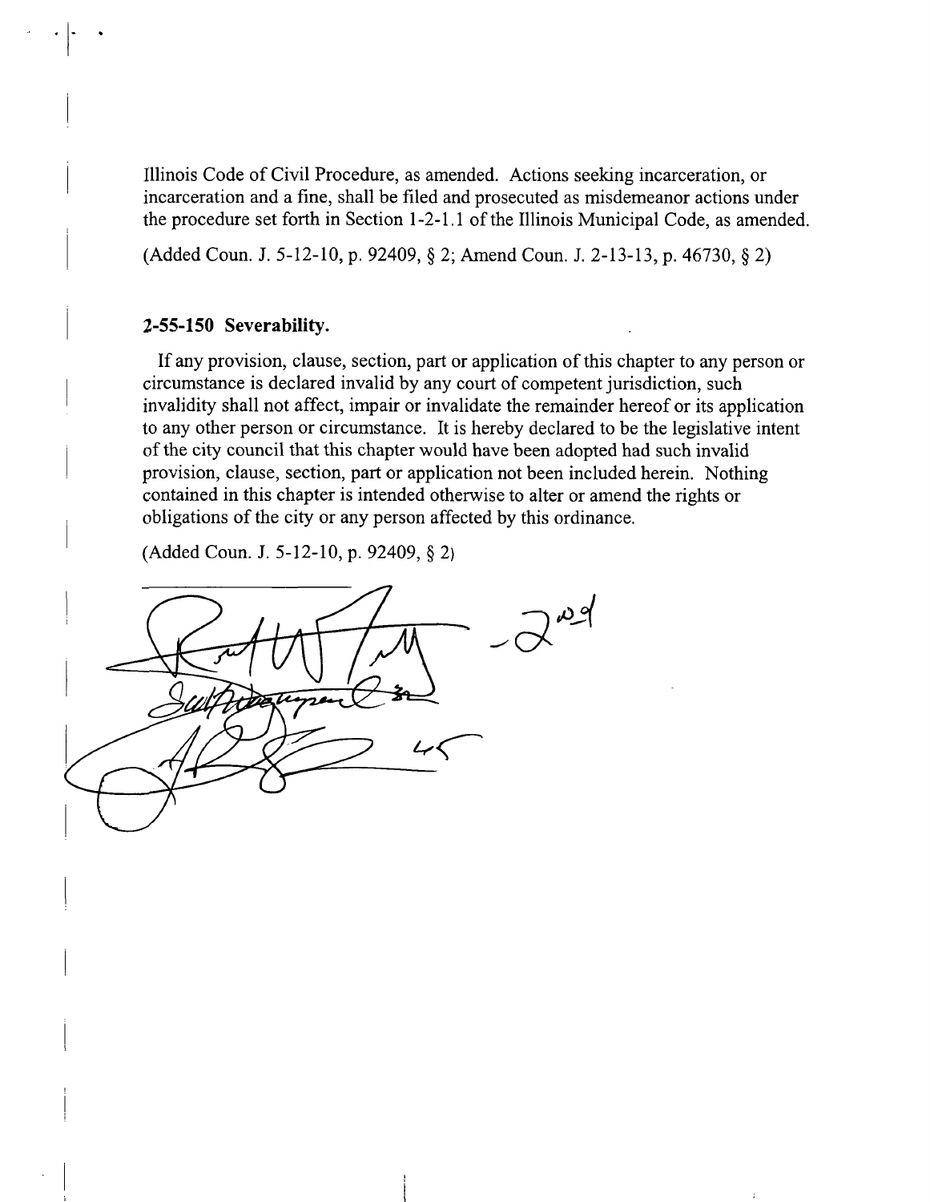Illinois Code of Civil Procedure, as amended. Actions seeking incarceration, or incarceration and a fine, shall be filed and prosecuted as misdemeanor actions under the procedure set forth in Section 1-2-1.1 of the Illinois Municipal Code, as amended.

(Added Coun. J. 5-12-10, p. 92409, § 2; Amend Coun. J. 2-13-13, p. 46730, § 2)

**2-55-150 Severability.**

If any provision, clause, section, part or application of this chapter to any person or circumstance is declared invalid by any court of competent jurisdiction, such invalidity shall not affect, impair or invalidate the remainder hereof or its application to any other person or circumstance. It is hereby declared to be the legislative intent of the city council that this chapter would have been adopted had such invalid provision, clause, section, part or application not been included herein. Nothing contained in this chapter is intended otherwise to alter or amend the rights or obligations of the city or any person affected by this ordinance.

(Added Coun. J. 5-12-10, p. 92409, § 2)

-2nd

32

45